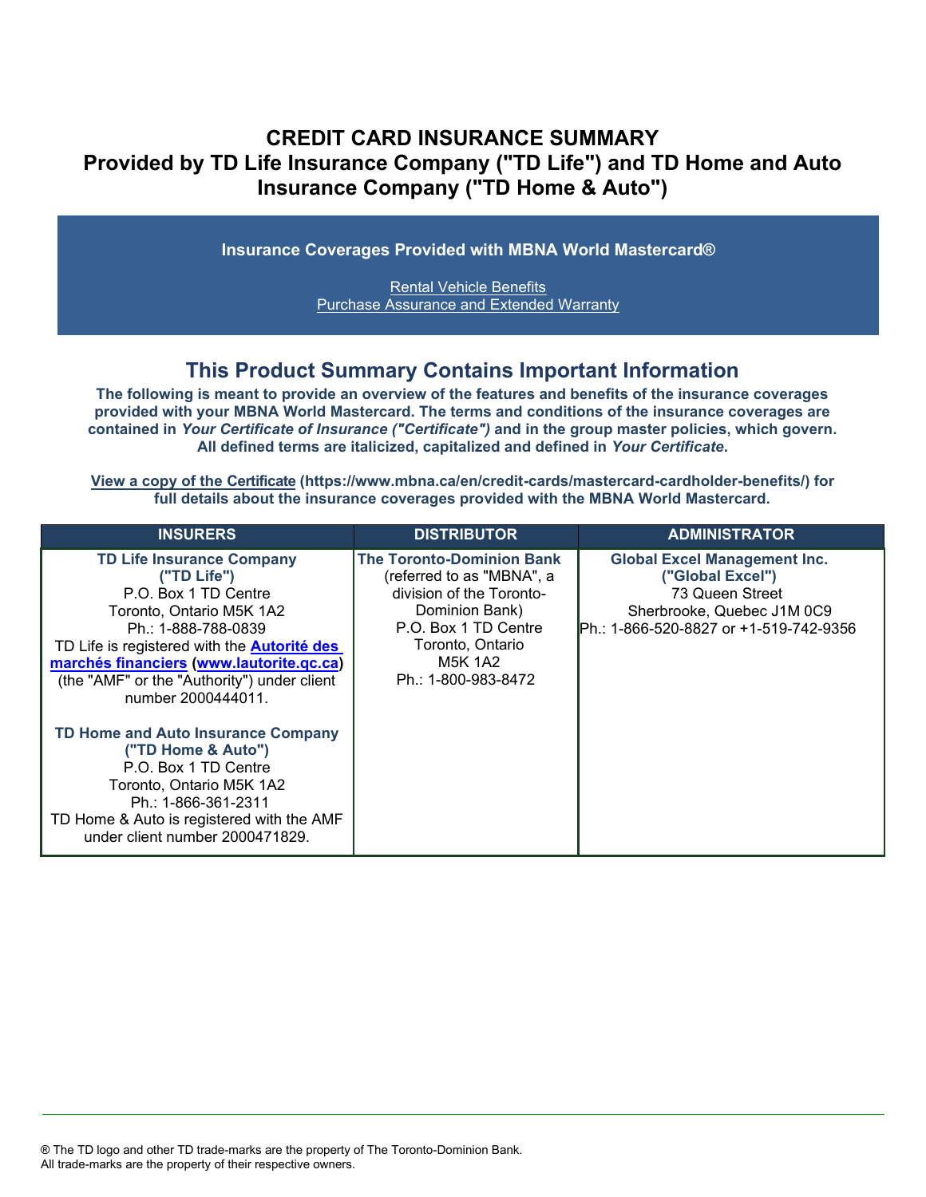# CREDIT CARD INSURANCE SUMMARY
# Provided by TD Life Insurance Company ("TD Life") and TD Home and Auto Insurance Company ("TD Home & Auto")

**Insurance Coverages Provided with MBNA World Mastercard®**

Rental Vehicle Benefits
Purchase Assurance and Extended Warranty

## This Product Summary Contains Important Information

**The following is meant to provide an overview of the features and benefits of the insurance coverages provided with your MBNA World Mastercard. The terms and conditions of the insurance coverages are contained in *Your Certificate of Insurance ("Certificate")* and in the group master policies, which govern. All defined terms are italicized, capitalized and defined in *Your Certificate*.**

**View a copy of the Certificate (https://www.mbna.ca/en/credit-cards/mastercard-cardholder-benefits/) for full details about the insurance coverages provided with the MBNA World Mastercard.**

| INSURERS | DISTRIBUTOR | ADMINISTRATOR |
|---|---|---|
| **TD Life Insurance Company ("TD Life")**<br>P.O. Box 1 TD Centre<br>Toronto, Ontario M5K 1A2<br>Ph.: 1-888-788-0839<br>TD Life is registered with the **Autorité des marchés financiers** (**www.lautorite.qc.ca**) (the "AMF" or the "Authority") under client number 2000444011.<br><br>**TD Home and Auto Insurance Company ("TD Home & Auto")**<br>P.O. Box 1 TD Centre<br>Toronto, Ontario M5K 1A2<br>Ph.: 1-866-361-2311<br>TD Home & Auto is registered with the AMF under client number 2000471829. | **The Toronto-Dominion Bank** (referred to as "MBNA", a division of the Toronto-Dominion Bank)<br>P.O. Box 1 TD Centre<br>Toronto, Ontario<br>M5K 1A2<br>Ph.: 1-800-983-8472 | **Global Excel Management Inc. ("Global Excel")**<br>73 Queen Street<br>Sherbrooke, Quebec J1M 0C9<br>Ph.: 1-866-520-8827 or +1-519-742-9356 |

® The TD logo and other TD trade-marks are the property of The Toronto-Dominion Bank.
All trade-marks are the property of their respective owners.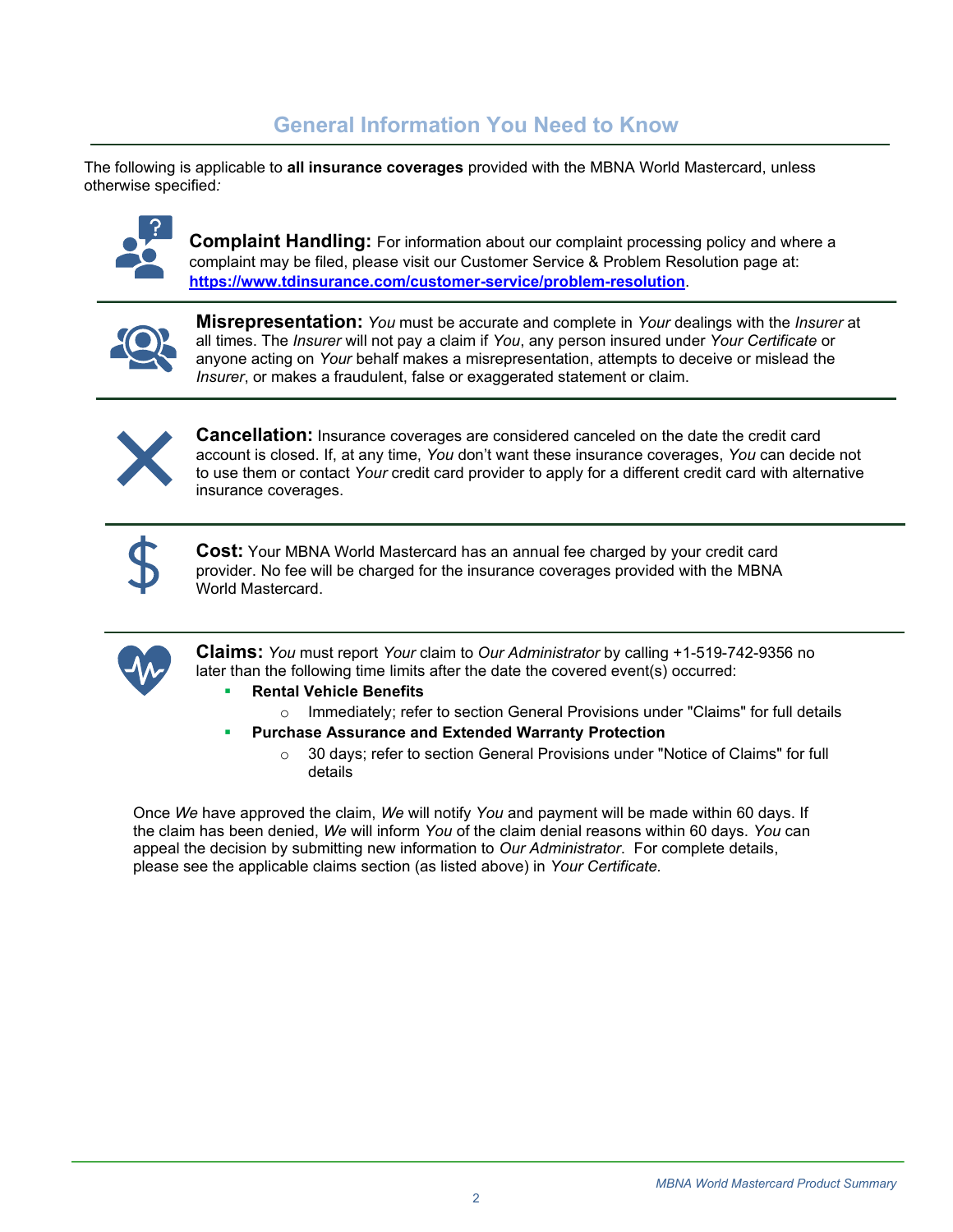## General Information You Need to Know

The following is applicable to **all insurance coverages** provided with the MBNA World Mastercard, unless otherwise specified*:*

**Complaint Handling:** For information about our complaint processing policy and where a complaint may be filed, please visit our Customer Service & Problem Resolution page at: **https://www.tdinsurance.com/customer-service/problem-resolution**.

**Misrepresentation:** *You* must be accurate and complete in *Your* dealings with the *Insurer* at all times. The *Insurer* will not pay a claim if *You*, any person insured under *Your Certificate* or anyone acting on *Your* behalf makes a misrepresentation, attempts to deceive or mislead the *Insurer*, or makes a fraudulent, false or exaggerated statement or claim.

**Cancellation:** Insurance coverages are considered canceled on the date the credit card account is closed. If, at any time, *You* don't want these insurance coverages, *You* can decide not to use them or contact *Your* credit card provider to apply for a different credit card with alternative insurance coverages.

**Cost:** Your MBNA World Mastercard has an annual fee charged by your credit card provider. No fee will be charged for the insurance coverages provided with the MBNA World Mastercard.

**Claims:** *You* must report *Your* claim to *Our Administrator* by calling +1-519-742-9356 no later than the following time limits after the date the covered event(s) occurred:

- **Rental Vehicle Benefits**
  - Immediately; refer to section General Provisions under "Claims" for full details
- **Purchase Assurance and Extended Warranty Protection**
  - 30 days; refer to section General Provisions under "Notice of Claims" for full details

Once *We* have approved the claim, *We* will notify *You* and payment will be made within 60 days. If the claim has been denied, *We* will inform *You* of the claim denial reasons within 60 days. *You* can appeal the decision by submitting new information to *Our Administrator*. For complete details, please see the applicable claims section (as listed above) in *Your Certificate*.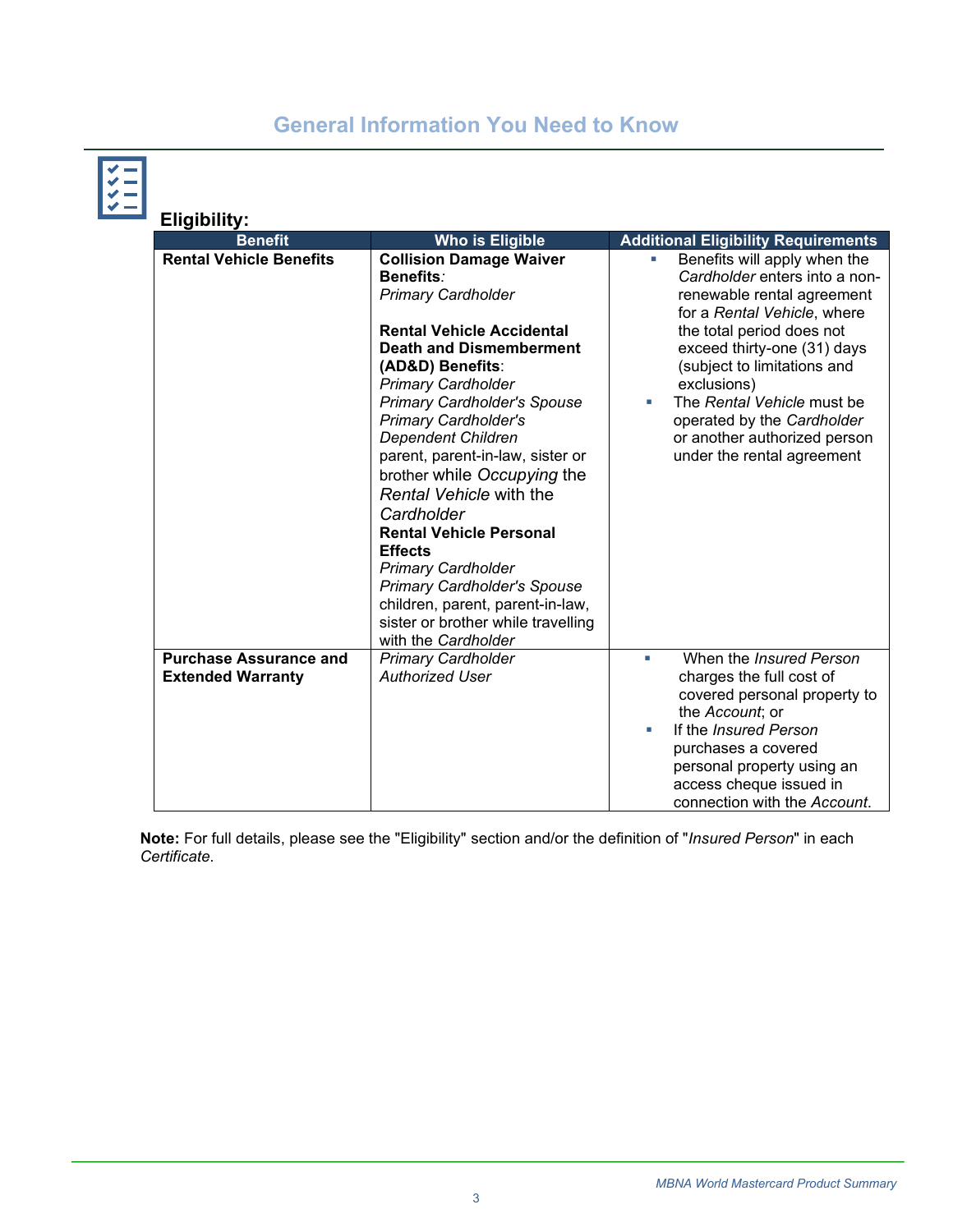# General Information You Need to Know

## Eligibility:

| Benefit | Who is Eligible | Additional Eligibility Requirements |
|---|---|---|
| **Rental Vehicle Benefits** | **Collision Damage Waiver Benefits**: *Primary Cardholder*<br><br>**Rental Vehicle Accidental Death and Dismemberment (AD&D) Benefits**: *Primary Cardholder* *Primary Cardholder's Spouse* *Primary Cardholder's Dependent Children* parent, parent-in-law, sister or brother while *Occupying* the *Rental Vehicle* with the *Cardholder*<br>**Rental Vehicle Personal Effects** *Primary Cardholder* *Primary Cardholder's Spouse* children, parent, parent-in-law, sister or brother while travelling with the *Cardholder* | ▪ Benefits will apply when the *Cardholder* enters into a non-renewable rental agreement for a *Rental Vehicle*, where the total period does not exceed thirty-one (31) days (subject to limitations and exclusions)<br>▪ The *Rental Vehicle* must be operated by the *Cardholder* or another authorized person under the rental agreement |
| **Purchase Assurance and Extended Warranty** | *Primary Cardholder* *Authorized User* | ▪ When the *Insured Person* charges the full cost of covered personal property to the *Account*; or<br>▪ If the *Insured Person* purchases a covered personal property using an access cheque issued in connection with the *Account*. |

**Note:** For full details, please see the "Eligibility" section and/or the definition of "*Insured Person*" in each *Certificate*.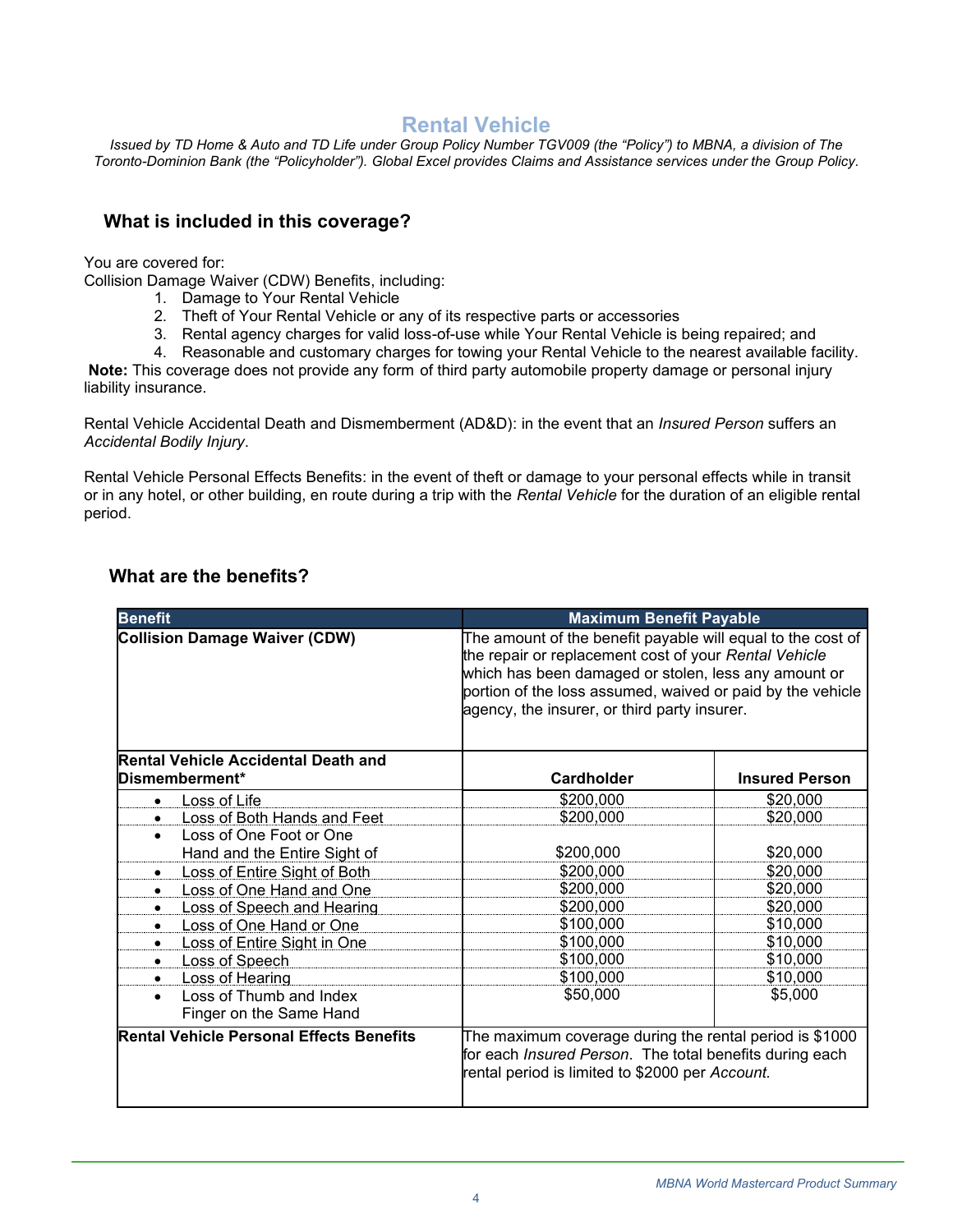# Rental Vehicle

*Issued by TD Home & Auto and TD Life under Group Policy Number TGV009 (the "Policy") to MBNA, a division of The Toronto-Dominion Bank (the "Policyholder"). Global Excel provides Claims and Assistance services under the Group Policy.*

## What is included in this coverage?

You are covered for:
Collision Damage Waiver (CDW) Benefits, including:

1. Damage to Your Rental Vehicle
2. Theft of Your Rental Vehicle or any of its respective parts or accessories
3. Rental agency charges for valid loss-of-use while Your Rental Vehicle is being repaired; and
4. Reasonable and customary charges for towing your Rental Vehicle to the nearest available facility.

**Note:** This coverage does not provide any form of third party automobile property damage or personal injury liability insurance.

Rental Vehicle Accidental Death and Dismemberment (AD&D): in the event that an *Insured Person* suffers an *Accidental Bodily Injury*.

Rental Vehicle Personal Effects Benefits: in the event of theft or damage to your personal effects while in transit or in any hotel, or other building, en route during a trip with the *Rental Vehicle* for the duration of an eligible rental period.

## What are the benefits?

| Benefit | Maximum Benefit Payable | |
|---|---|---|
| **Collision Damage Waiver (CDW)** | The amount of the benefit payable will equal to the cost of the repair or replacement cost of your *Rental Vehicle* which has been damaged or stolen, less any amount or portion of the loss assumed, waived or paid by the vehicle agency, the insurer, or third party insurer. | |
| **Rental Vehicle Accidental Death and Dismemberment*** | **Cardholder** | **Insured Person** |
| • Loss of Life | $200,000 | $20,000 |
| • Loss of Both Hands and Feet | $200,000 | $20,000 |
| • Loss of One Foot or One Hand and the Entire Sight of | $200,000 | $20,000 |
| • Loss of Entire Sight of Both | $200,000 | $20,000 |
| • Loss of One Hand and One | $200,000 | $20,000 |
| • Loss of Speech and Hearing | $200,000 | $20,000 |
| • Loss of One Hand or One | $100,000 | $10,000 |
| • Loss of Entire Sight in One | $100,000 | $10,000 |
| • Loss of Speech | $100,000 | $10,000 |
| • Loss of Hearing | $100,000 | $10,000 |
| • Loss of Thumb and Index Finger on the Same Hand | $50,000 | $5,000 |
| **Rental Vehicle Personal Effects Benefits** | The maximum coverage during the rental period is $1000 for each *Insured Person*. The total benefits during each rental period is limited to $2000 per *Account.* | |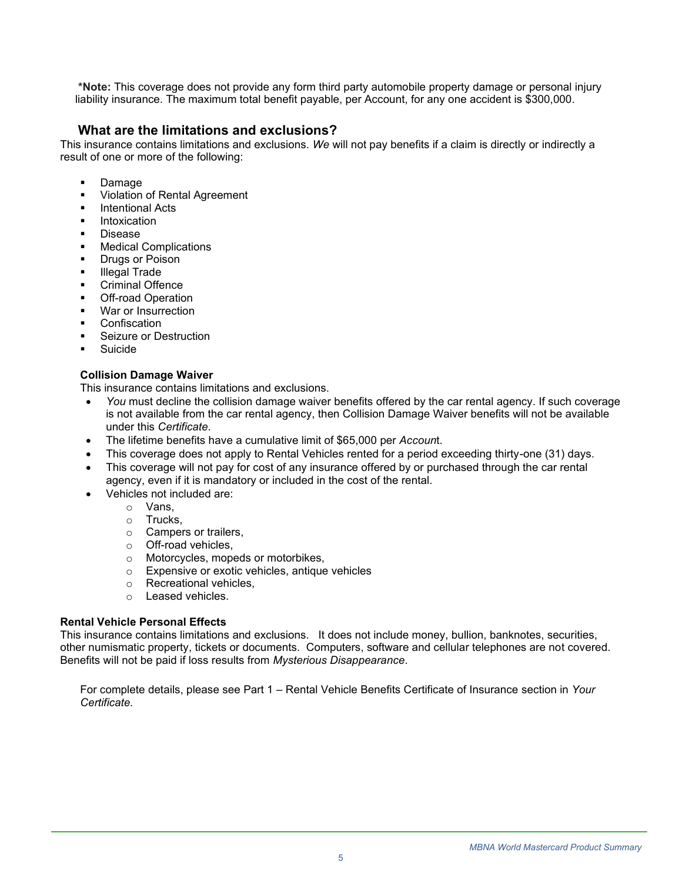**\*Note:** This coverage does not provide any form third party automobile property damage or personal injury liability insurance. The maximum total benefit payable, per Account, for any one accident is $300,000.

## What are the limitations and exclusions?

This insurance contains limitations and exclusions. *We* will not pay benefits if a claim is directly or indirectly a result of one or more of the following:

- Damage
- Violation of Rental Agreement
- Intentional Acts
- Intoxication
- Disease
- Medical Complications
- Drugs or Poison
- Illegal Trade
- Criminal Offence
- Off-road Operation
- War or Insurrection
- Confiscation
- Seizure or Destruction
- Suicide

**Collision Damage Waiver**

This insurance contains limitations and exclusions.

- *You* must decline the collision damage waiver benefits offered by the car rental agency. If such coverage is not available from the car rental agency, then Collision Damage Waiver benefits will not be available under this *Certificate*.
- The lifetime benefits have a cumulative limit of $65,000 per *Account*.
- This coverage does not apply to Rental Vehicles rented for a period exceeding thirty-one (31) days.
- This coverage will not pay for cost of any insurance offered by or purchased through the car rental agency, even if it is mandatory or included in the cost of the rental.
- Vehicles not included are:
  - Vans,
  - Trucks,
  - Campers or trailers,
  - Off-road vehicles,
  - Motorcycles, mopeds or motorbikes,
  - Expensive or exotic vehicles, antique vehicles
  - Recreational vehicles,
  - Leased vehicles.

**Rental Vehicle Personal Effects**

This insurance contains limitations and exclusions. It does not include money, bullion, banknotes, securities, other numismatic property, tickets or documents. Computers, software and cellular telephones are not covered. Benefits will not be paid if loss results from *Mysterious Disappearance*.

For complete details, please see Part 1 – Rental Vehicle Benefits Certificate of Insurance section in *Your Certificate.*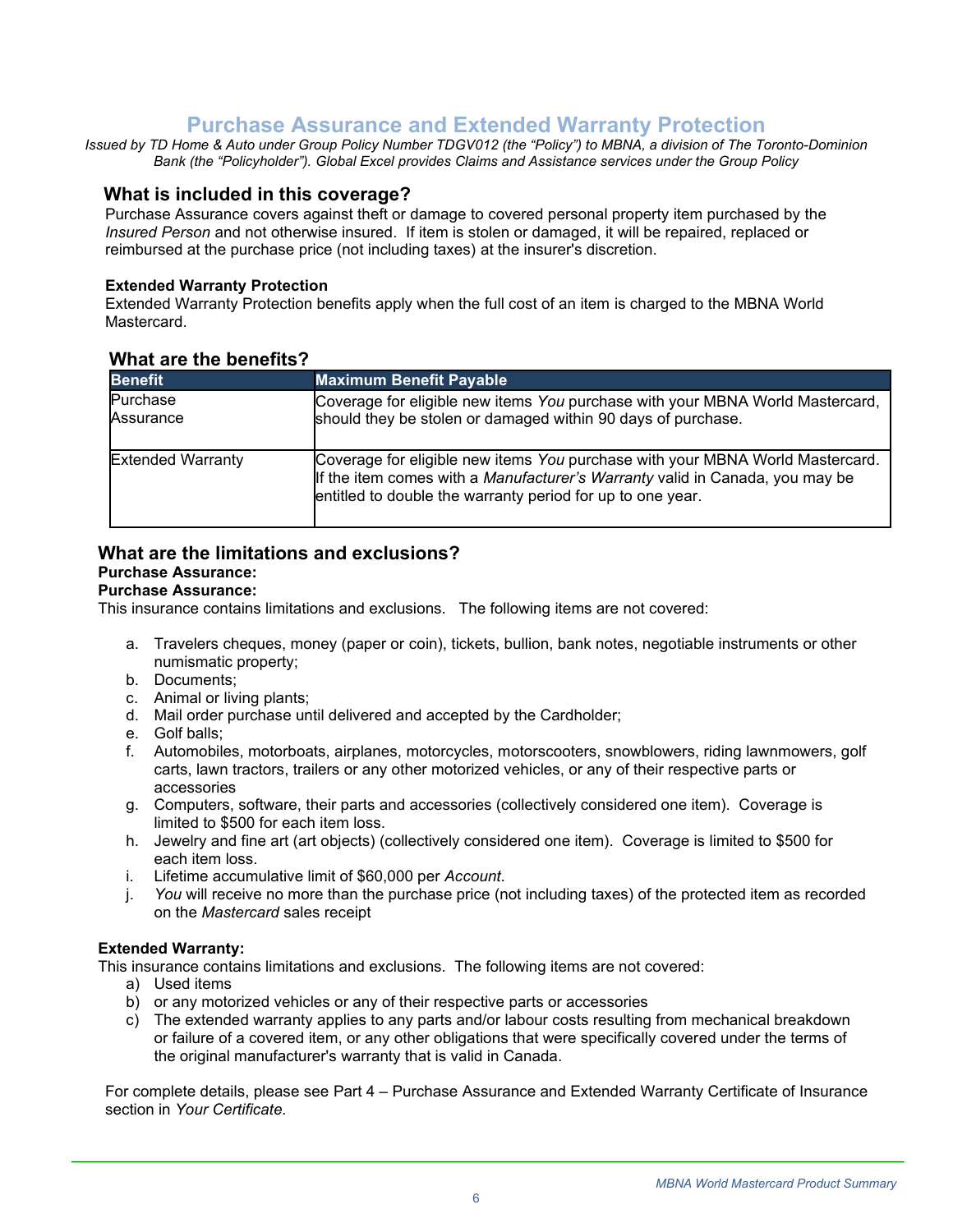# Purchase Assurance and Extended Warranty Protection

*Issued by TD Home & Auto under Group Policy Number TDGV012 (the "Policy") to MBNA, a division of The Toronto-Dominion Bank (the "Policyholder"). Global Excel provides Claims and Assistance services under the Group Policy*

## What is included in this coverage?

Purchase Assurance covers against theft or damage to covered personal property item purchased by the *Insured Person* and not otherwise insured. If item is stolen or damaged, it will be repaired, replaced or reimbursed at the purchase price (not including taxes) at the insurer's discretion.

**Extended Warranty Protection**

Extended Warranty Protection benefits apply when the full cost of an item is charged to the MBNA World Mastercard.

## What are the benefits?

| Benefit | Maximum Benefit Payable |
|---|---|
| Purchase Assurance | Coverage for eligible new items *You* purchase with your MBNA World Mastercard, should they be stolen or damaged within 90 days of purchase. |
| Extended Warranty | Coverage for eligible new items *You* purchase with your MBNA World Mastercard. If the item comes with a *Manufacturer's Warranty* valid in Canada, you may be entitled to double the warranty period for up to one year. |

## What are the limitations and exclusions?

**Purchase Assurance:**

**Purchase Assurance:**

This insurance contains limitations and exclusions. The following items are not covered:

a. Travelers cheques, money (paper or coin), tickets, bullion, bank notes, negotiable instruments or other numismatic property;
b. Documents;
c. Animal or living plants;
d. Mail order purchase until delivered and accepted by the Cardholder;
e. Golf balls;
f. Automobiles, motorboats, airplanes, motorcycles, motorscooters, snowblowers, riding lawnmowers, golf carts, lawn tractors, trailers or any other motorized vehicles, or any of their respective parts or accessories
g. Computers, software, their parts and accessories (collectively considered one item). Coverage is limited to $500 for each item loss.
h. Jewelry and fine art (art objects) (collectively considered one item). Coverage is limited to $500 for each item loss.
i. Lifetime accumulative limit of $60,000 per *Account*.
j. *You* will receive no more than the purchase price (not including taxes) of the protected item as recorded on the *Mastercard* sales receipt

**Extended Warranty:**

This insurance contains limitations and exclusions. The following items are not covered:

a) Used items
b) or any motorized vehicles or any of their respective parts or accessories
c) The extended warranty applies to any parts and/or labour costs resulting from mechanical breakdown or failure of a covered item, or any other obligations that were specifically covered under the terms of the original manufacturer's warranty that is valid in Canada.

For complete details, please see Part 4 – Purchase Assurance and Extended Warranty Certificate of Insurance section in *Your Certificate.*